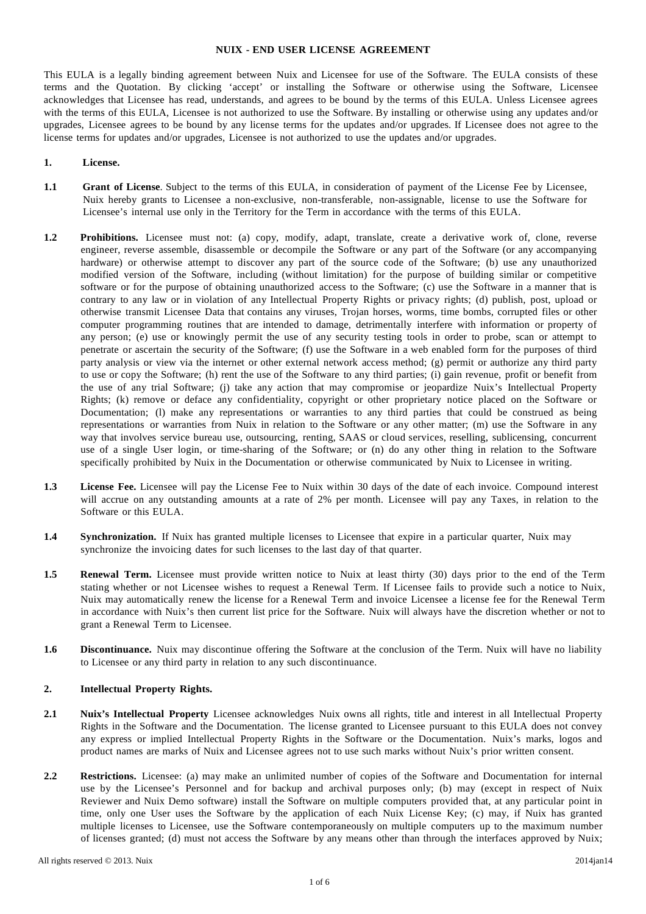# NUIX - END USER LICENSE AGREEMENT

This EULA is a legally binding agreement between Nuix and Licensee for use of the Software. The EULA consists of these terms and the Quotation. By clicking 'accept' or installing the Software or otherwise using the Software, Licensee acknowledges that Licensee has read, understands, and agrees to be bound by the terms of this EULA. Unless Licensee agrees with the terms of this EULA, Licensee is not authorized to use the Software. By installing or otherwise using any updates and/or upgrades, Licensee agrees to be bound by any license terms for the updates and/or upgrades. If Licensee does not agree to the license terms for updates and/or upgrades, Licensee is not authorized to use the updates and/or upgrades.

## 1. License.

**1.1 Grant of License**. Subject to the terms of this EULA, in consideration of payment of the License Fee by Licensee, Nuix hereby grants to Licensee a non-exclusive, non-transferable, non-assignable, license to use the Software for Licensee's internal use only in the Territory for the Term in accordance with the terms of this EULA.

**1.2 Prohibitions.** Licensee must not: (a) copy, modify, adapt, translate, create a derivative work of, clone, reverse engineer, reverse assemble, disassemble or decompile the Software or any part of the Software (or any accompanying hardware) or otherwise attempt to discover any part of the source code of the Software; (b) use any unauthorized modified version of the Software, including (without limitation) for the purpose of building similar or competitive software or for the purpose of obtaining unauthorized access to the Software; (c) use the Software in a manner that is contrary to any law or in violation of any Intellectual Property Rights or privacy rights; (d) publish, post, upload or otherwise transmit Licensee Data that contains any viruses, Trojan horses, worms, time bombs, corrupted files or other computer programming routines that are intended to damage, detrimentally interfere with information or property of any person; (e) use or knowingly permit the use of any security testing tools in order to probe, scan or attempt to penetrate or ascertain the security of the Software; (f) use the Software in a web enabled form for the purposes of third party analysis or view via the internet or other external network access method; (g) permit or authorize any third party to use or copy the Software; (h) rent the use of the Software to any third parties; (i) gain revenue, profit or benefit from the use of any trial Software; (j) take any action that may compromise or jeopardize Nuix's Intellectual Property Rights; (k) remove or deface any confidentiality, copyright or other proprietary notice placed on the Software or Documentation; (l) make any representations or warranties to any third parties that could be construed as being representations or warranties from Nuix in relation to the Software or any other matter; (m) use the Software in any way that involves service bureau use, outsourcing, renting, SAAS or cloud services, reselling, sublicensing, concurrent use of a single User login, or time-sharing of the Software; or (n) do any other thing in relation to the Software specifically prohibited by Nuix in the Documentation or otherwise communicated by Nuix to Licensee in writing.

**1.3 License Fee.** Licensee will pay the License Fee to Nuix within 30 days of the date of each invoice. Compound interest will accrue on any outstanding amounts at a rate of 2% per month. Licensee will pay any Taxes, in relation to the Software or this EULA.

**1.4 Synchronization.** If Nuix has granted multiple licenses to Licensee that expire in a particular quarter, Nuix may synchronize the invoicing dates for such licenses to the last day of that quarter.

**1.5 Renewal Term.** Licensee must provide written notice to Nuix at least thirty (30) days prior to the end of the Term stating whether or not Licensee wishes to request a Renewal Term. If Licensee fails to provide such a notice to Nuix, Nuix may automatically renew the license for a Renewal Term and invoice Licensee a license fee for the Renewal Term in accordance with Nuix's then current list price for the Software. Nuix will always have the discretion whether or not to grant a Renewal Term to Licensee.

**1.6 Discontinuance.** Nuix may discontinue offering the Software at the conclusion of the Term. Nuix will have no liability to Licensee or any third party in relation to any such discontinuance.

## 2. Intellectual Property Rights.

**2.1 Nuix's Intellectual Property** Licensee acknowledges Nuix owns all rights, title and interest in all Intellectual Property Rights in the Software and the Documentation. The license granted to Licensee pursuant to this EULA does not convey any express or implied Intellectual Property Rights in the Software or the Documentation. Nuix's marks, logos and product names are marks of Nuix and Licensee agrees not to use such marks without Nuix's prior written consent.

**2.2 Restrictions.** Licensee: (a) may make an unlimited number of copies of the Software and Documentation for internal use by the Licensee's Personnel and for backup and archival purposes only; (b) may (except in respect of Nuix Reviewer and Nuix Demo software) install the Software on multiple computers provided that, at any particular point in time, only one User uses the Software by the application of each Nuix License Key; (c) may, if Nuix has granted multiple licenses to Licensee, use the Software contemporaneously on multiple computers up to the maximum number of licenses granted; (d) must not access the Software by any means other than through the interfaces approved by Nuix;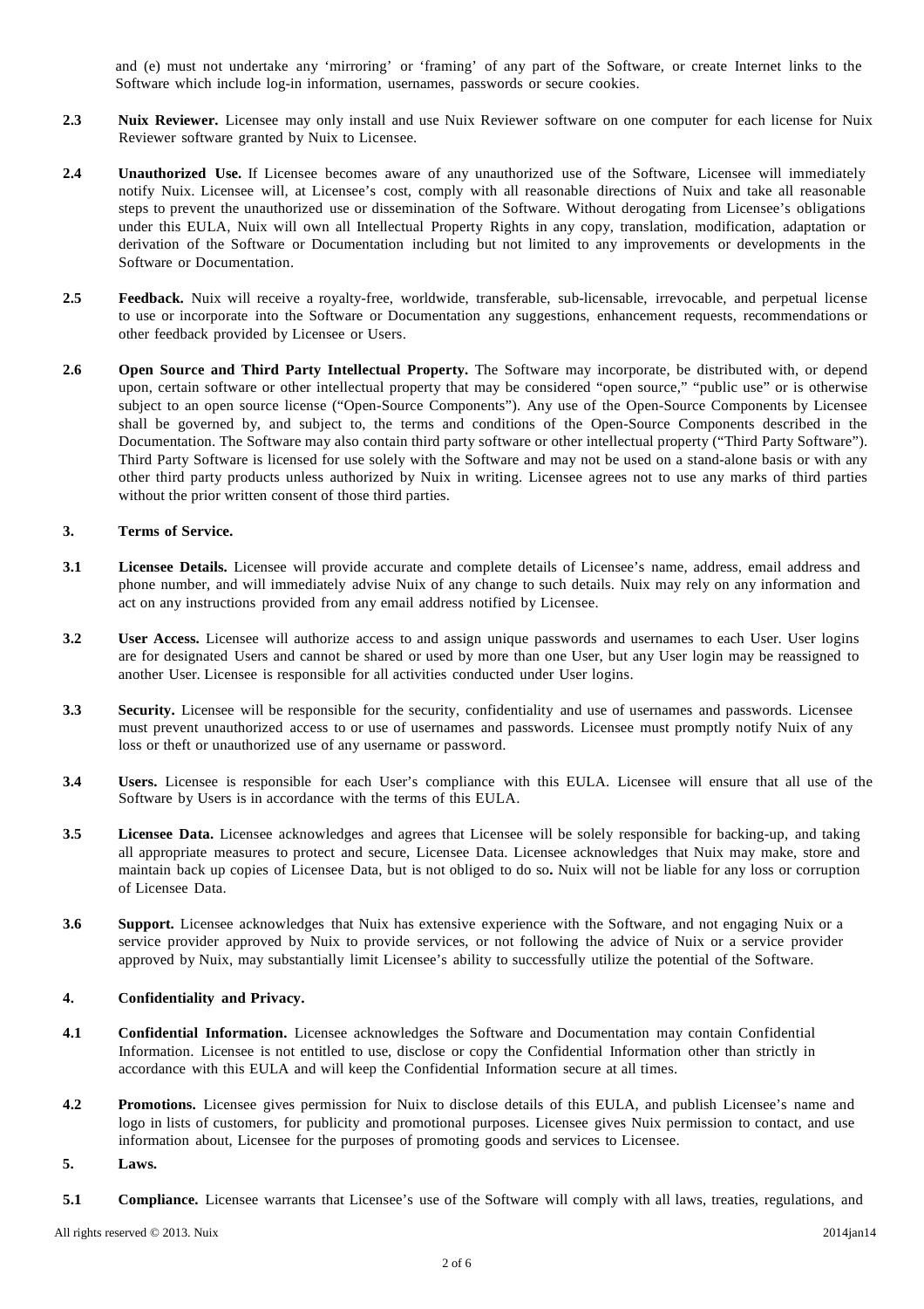and (e) must not undertake any 'mirroring' or 'framing' of any part of the Software, or create Internet links to the Software which include log-in information, usernames, passwords or secure cookies.

**2.3 Nuix Reviewer.** Licensee may only install and use Nuix Reviewer software on one computer for each license for Nuix Reviewer software granted by Nuix to Licensee.

**2.4 Unauthorized Use.** If Licensee becomes aware of any unauthorized use of the Software, Licensee will immediately notify Nuix. Licensee will, at Licensee's cost, comply with all reasonable directions of Nuix and take all reasonable steps to prevent the unauthorized use or dissemination of the Software. Without derogating from Licensee's obligations under this EULA, Nuix will own all Intellectual Property Rights in any copy, translation, modification, adaptation or derivation of the Software or Documentation including but not limited to any improvements or developments in the Software or Documentation.

**2.5 Feedback.** Nuix will receive a royalty-free, worldwide, transferable, sub-licensable, irrevocable, and perpetual license to use or incorporate into the Software or Documentation any suggestions, enhancement requests, recommendations or other feedback provided by Licensee or Users.

**2.6 Open Source and Third Party Intellectual Property.** The Software may incorporate, be distributed with, or depend upon, certain software or other intellectual property that may be considered "open source," "public use" or is otherwise subject to an open source license ("Open-Source Components"). Any use of the Open-Source Components by Licensee shall be governed by, and subject to, the terms and conditions of the Open-Source Components described in the Documentation. The Software may also contain third party software or other intellectual property ("Third Party Software"). Third Party Software is licensed for use solely with the Software and may not be used on a stand-alone basis or with any other third party products unless authorized by Nuix in writing. Licensee agrees not to use any marks of third parties without the prior written consent of those third parties.

## 3. Terms of Service.

**3.1 Licensee Details.** Licensee will provide accurate and complete details of Licensee's name, address, email address and phone number, and will immediately advise Nuix of any change to such details. Nuix may rely on any information and act on any instructions provided from any email address notified by Licensee.

**3.2 User Access.** Licensee will authorize access to and assign unique passwords and usernames to each User. User logins are for designated Users and cannot be shared or used by more than one User, but any User login may be reassigned to another User. Licensee is responsible for all activities conducted under User logins.

**3.3 Security.** Licensee will be responsible for the security, confidentiality and use of usernames and passwords. Licensee must prevent unauthorized access to or use of usernames and passwords. Licensee must promptly notify Nuix of any loss or theft or unauthorized use of any username or password.

**3.4 Users.** Licensee is responsible for each User's compliance with this EULA. Licensee will ensure that all use of the Software by Users is in accordance with the terms of this EULA.

**3.5 Licensee Data.** Licensee acknowledges and agrees that Licensee will be solely responsible for backing-up, and taking all appropriate measures to protect and secure, Licensee Data. Licensee acknowledges that Nuix may make, store and maintain back up copies of Licensee Data, but is not obliged to do so**.** Nuix will not be liable for any loss or corruption of Licensee Data.

**3.6 Support.** Licensee acknowledges that Nuix has extensive experience with the Software, and not engaging Nuix or a service provider approved by Nuix to provide services, or not following the advice of Nuix or a service provider approved by Nuix, may substantially limit Licensee's ability to successfully utilize the potential of the Software.

## 4. Confidentiality and Privacy.

**4.1 Confidential Information.** Licensee acknowledges the Software and Documentation may contain Confidential Information. Licensee is not entitled to use, disclose or copy the Confidential Information other than strictly in accordance with this EULA and will keep the Confidential Information secure at all times.

**4.2 Promotions.** Licensee gives permission for Nuix to disclose details of this EULA, and publish Licensee's name and logo in lists of customers, for publicity and promotional purposes. Licensee gives Nuix permission to contact, and use information about, Licensee for the purposes of promoting goods and services to Licensee.

## 5. Laws.

**5.1 Compliance.** Licensee warrants that Licensee's use of the Software will comply with all laws, treaties, regulations, and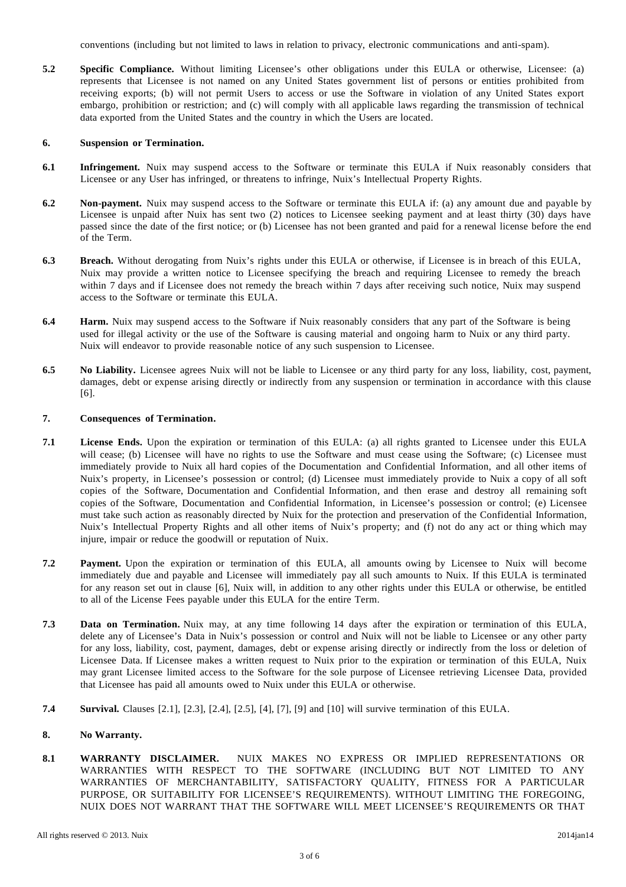conventions (including but not limited to laws in relation to privacy, electronic communications and anti-spam).

**5.2 Specific Compliance.** Without limiting Licensee's other obligations under this EULA or otherwise, Licensee: (a) represents that Licensee is not named on any United States government list of persons or entities prohibited from receiving exports; (b) will not permit Users to access or use the Software in violation of any United States export embargo, prohibition or restriction; and (c) will comply with all applicable laws regarding the transmission of technical data exported from the United States and the country in which the Users are located.

## 6. Suspension or Termination.

**6.1 Infringement.** Nuix may suspend access to the Software or terminate this EULA if Nuix reasonably considers that Licensee or any User has infringed, or threatens to infringe, Nuix's Intellectual Property Rights.

**6.2 Non-payment.** Nuix may suspend access to the Software or terminate this EULA if: (a) any amount due and payable by Licensee is unpaid after Nuix has sent two (2) notices to Licensee seeking payment and at least thirty (30) days have passed since the date of the first notice; or (b) Licensee has not been granted and paid for a renewal license before the end of the Term.

**6.3 Breach.** Without derogating from Nuix's rights under this EULA or otherwise, if Licensee is in breach of this EULA, Nuix may provide a written notice to Licensee specifying the breach and requiring Licensee to remedy the breach within 7 days and if Licensee does not remedy the breach within 7 days after receiving such notice, Nuix may suspend access to the Software or terminate this EULA.

**6.4 Harm.** Nuix may suspend access to the Software if Nuix reasonably considers that any part of the Software is being used for illegal activity or the use of the Software is causing material and ongoing harm to Nuix or any third party. Nuix will endeavor to provide reasonable notice of any such suspension to Licensee.

**6.5 No Liability.** Licensee agrees Nuix will not be liable to Licensee or any third party for any loss, liability, cost, payment, damages, debt or expense arising directly or indirectly from any suspension or termination in accordance with this clause [6].

## 7. Consequences of Termination.

**7.1 License Ends.** Upon the expiration or termination of this EULA: (a) all rights granted to Licensee under this EULA will cease; (b) Licensee will have no rights to use the Software and must cease using the Software; (c) Licensee must immediately provide to Nuix all hard copies of the Documentation and Confidential Information, and all other items of Nuix's property, in Licensee's possession or control; (d) Licensee must immediately provide to Nuix a copy of all soft copies of the Software, Documentation and Confidential Information, and then erase and destroy all remaining soft copies of the Software, Documentation and Confidential Information, in Licensee's possession or control; (e) Licensee must take such action as reasonably directed by Nuix for the protection and preservation of the Confidential Information, Nuix's Intellectual Property Rights and all other items of Nuix's property; and (f) not do any act or thing which may injure, impair or reduce the goodwill or reputation of Nuix.

**7.2 Payment.** Upon the expiration or termination of this EULA, all amounts owing by Licensee to Nuix will become immediately due and payable and Licensee will immediately pay all such amounts to Nuix. If this EULA is terminated for any reason set out in clause [6], Nuix will, in addition to any other rights under this EULA or otherwise, be entitled to all of the License Fees payable under this EULA for the entire Term.

**7.3 Data on Termination.** Nuix may, at any time following 14 days after the expiration or termination of this EULA, delete any of Licensee's Data in Nuix's possession or control and Nuix will not be liable to Licensee or any other party for any loss, liability, cost, payment, damages, debt or expense arising directly or indirectly from the loss or deletion of Licensee Data. If Licensee makes a written request to Nuix prior to the expiration or termination of this EULA, Nuix may grant Licensee limited access to the Software for the sole purpose of Licensee retrieving Licensee Data, provided that Licensee has paid all amounts owed to Nuix under this EULA or otherwise.

**7.4 Survival.** Clauses [2.1], [2.3], [2.4], [2.5], [4], [7], [9] and [10] will survive termination of this EULA.

## 8. No Warranty.

**8.1 WARRANTY DISCLAIMER.** NUIX MAKES NO EXPRESS OR IMPLIED REPRESENTATIONS OR WARRANTIES WITH RESPECT TO THE SOFTWARE (INCLUDING BUT NOT LIMITED TO ANY WARRANTIES OF MERCHANTABILITY, SATISFACTORY QUALITY, FITNESS FOR A PARTICULAR PURPOSE, OR SUITABILITY FOR LICENSEE'S REQUIREMENTS). WITHOUT LIMITING THE FOREGOING, NUIX DOES NOT WARRANT THAT THE SOFTWARE WILL MEET LICENSEE'S REQUIREMENTS OR THAT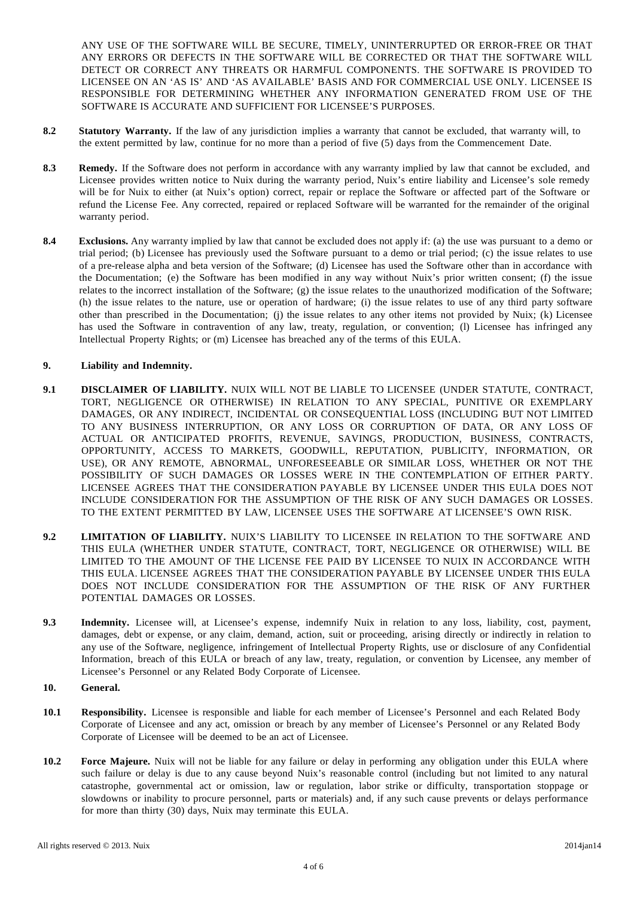ANY USE OF THE SOFTWARE WILL BE SECURE, TIMELY, UNINTERRUPTED OR ERROR-FREE OR THAT ANY ERRORS OR DEFECTS IN THE SOFTWARE WILL BE CORRECTED OR THAT THE SOFTWARE WILL DETECT OR CORRECT ANY THREATS OR HARMFUL COMPONENTS. THE SOFTWARE IS PROVIDED TO LICENSEE ON AN 'AS IS' AND 'AS AVAILABLE' BASIS AND FOR COMMERCIAL USE ONLY. LICENSEE IS RESPONSIBLE FOR DETERMINING WHETHER ANY INFORMATION GENERATED FROM USE OF THE SOFTWARE IS ACCURATE AND SUFFICIENT FOR LICENSEE'S PURPOSES.

**8.2 Statutory Warranty.** If the law of any jurisdiction implies a warranty that cannot be excluded, that warranty will, to the extent permitted by law, continue for no more than a period of five (5) days from the Commencement Date.

**8.3 Remedy.** If the Software does not perform in accordance with any warranty implied by law that cannot be excluded, and Licensee provides written notice to Nuix during the warranty period, Nuix's entire liability and Licensee's sole remedy will be for Nuix to either (at Nuix's option) correct, repair or replace the Software or affected part of the Software or refund the License Fee. Any corrected, repaired or replaced Software will be warranted for the remainder of the original warranty period.

**8.4 Exclusions.** Any warranty implied by law that cannot be excluded does not apply if: (a) the use was pursuant to a demo or trial period; (b) Licensee has previously used the Software pursuant to a demo or trial period; (c) the issue relates to use of a pre-release alpha and beta version of the Software; (d) Licensee has used the Software other than in accordance with the Documentation; (e) the Software has been modified in any way without Nuix's prior written consent; (f) the issue relates to the incorrect installation of the Software; (g) the issue relates to the unauthorized modification of the Software; (h) the issue relates to the nature, use or operation of hardware; (i) the issue relates to use of any third party software other than prescribed in the Documentation; (j) the issue relates to any other items not provided by Nuix; (k) Licensee has used the Software in contravention of any law, treaty, regulation, or convention; (l) Licensee has infringed any Intellectual Property Rights; or (m) Licensee has breached any of the terms of this EULA.

## 9. Liability and Indemnity.

**9.1 DISCLAIMER OF LIABILITY.** NUIX WILL NOT BE LIABLE TO LICENSEE (UNDER STATUTE, CONTRACT, TORT, NEGLIGENCE OR OTHERWISE) IN RELATION TO ANY SPECIAL, PUNITIVE OR EXEMPLARY DAMAGES, OR ANY INDIRECT, INCIDENTAL OR CONSEQUENTIAL LOSS (INCLUDING BUT NOT LIMITED TO ANY BUSINESS INTERRUPTION, OR ANY LOSS OR CORRUPTION OF DATA, OR ANY LOSS OF ACTUAL OR ANTICIPATED PROFITS, REVENUE, SAVINGS, PRODUCTION, BUSINESS, CONTRACTS, OPPORTUNITY, ACCESS TO MARKETS, GOODWILL, REPUTATION, PUBLICITY, INFORMATION, OR USE), OR ANY REMOTE, ABNORMAL, UNFORESEEABLE OR SIMILAR LOSS, WHETHER OR NOT THE POSSIBILITY OF SUCH DAMAGES OR LOSSES WERE IN THE CONTEMPLATION OF EITHER PARTY. LICENSEE AGREES THAT THE CONSIDERATION PAYABLE BY LICENSEE UNDER THIS EULA DOES NOT INCLUDE CONSIDERATION FOR THE ASSUMPTION OF THE RISK OF ANY SUCH DAMAGES OR LOSSES. TO THE EXTENT PERMITTED BY LAW, LICENSEE USES THE SOFTWARE AT LICENSEE'S OWN RISK.

**9.2 LIMITATION OF LIABILITY.** NUIX'S LIABILITY TO LICENSEE IN RELATION TO THE SOFTWARE AND THIS EULA (WHETHER UNDER STATUTE, CONTRACT, TORT, NEGLIGENCE OR OTHERWISE) WILL BE LIMITED TO THE AMOUNT OF THE LICENSE FEE PAID BY LICENSEE TO NUIX IN ACCORDANCE WITH THIS EULA. LICENSEE AGREES THAT THE CONSIDERATION PAYABLE BY LICENSEE UNDER THIS EULA DOES NOT INCLUDE CONSIDERATION FOR THE ASSUMPTION OF THE RISK OF ANY FURTHER POTENTIAL DAMAGES OR LOSSES.

**9.3 Indemnity.** Licensee will, at Licensee's expense, indemnify Nuix in relation to any loss, liability, cost, payment, damages, debt or expense, or any claim, demand, action, suit or proceeding, arising directly or indirectly in relation to any use of the Software, negligence, infringement of Intellectual Property Rights, use or disclosure of any Confidential Information, breach of this EULA or breach of any law, treaty, regulation, or convention by Licensee, any member of Licensee's Personnel or any Related Body Corporate of Licensee.

## 10. General.

**10.1 Responsibility.** Licensee is responsible and liable for each member of Licensee's Personnel and each Related Body Corporate of Licensee and any act, omission or breach by any member of Licensee's Personnel or any Related Body Corporate of Licensee will be deemed to be an act of Licensee.

**10.2 Force Majeure.** Nuix will not be liable for any failure or delay in performing any obligation under this EULA where such failure or delay is due to any cause beyond Nuix's reasonable control (including but not limited to any natural catastrophe, governmental act or omission, law or regulation, labor strike or difficulty, transportation stoppage or slowdowns or inability to procure personnel, parts or materials) and, if any such cause prevents or delays performance for more than thirty (30) days, Nuix may terminate this EULA.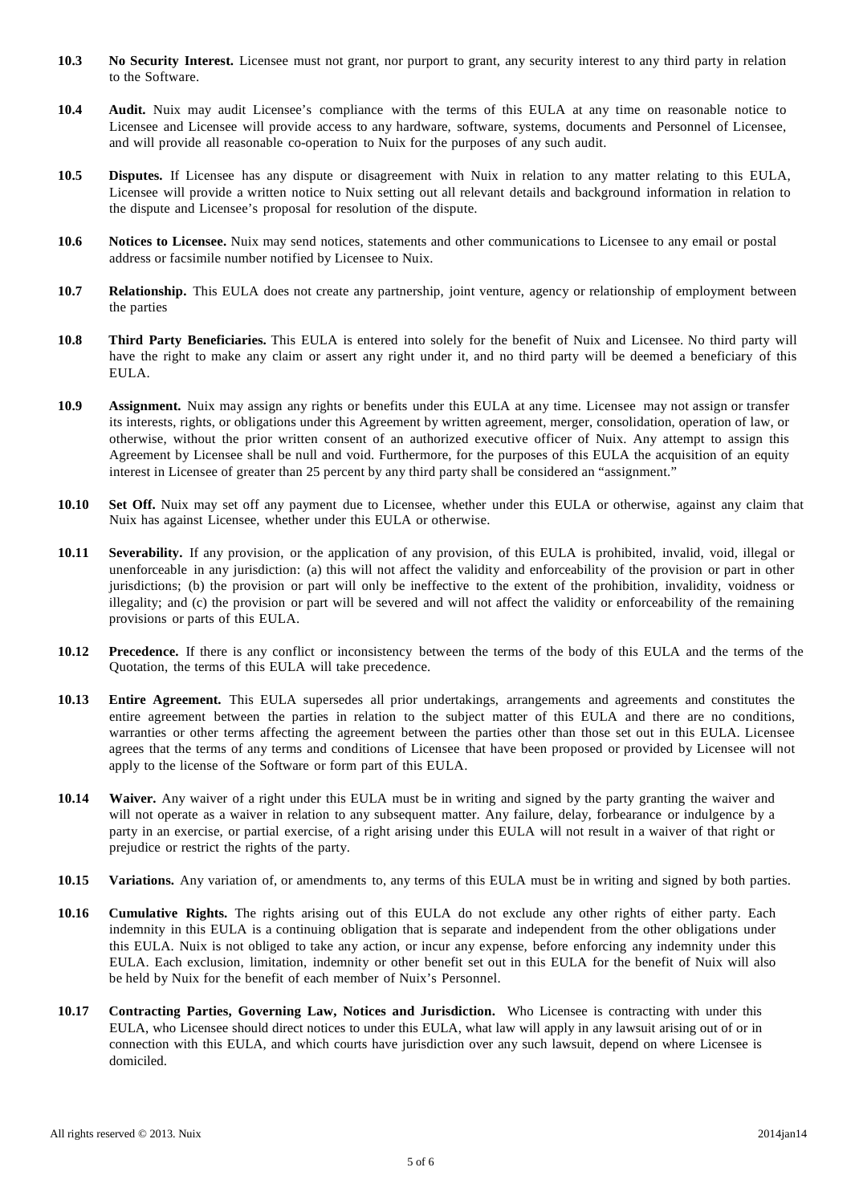**10.3 No Security Interest.** Licensee must not grant, nor purport to grant, any security interest to any third party in relation to the Software.

**10.4 Audit.** Nuix may audit Licensee's compliance with the terms of this EULA at any time on reasonable notice to Licensee and Licensee will provide access to any hardware, software, systems, documents and Personnel of Licensee, and will provide all reasonable co-operation to Nuix for the purposes of any such audit.

**10.5 Disputes.** If Licensee has any dispute or disagreement with Nuix in relation to any matter relating to this EULA, Licensee will provide a written notice to Nuix setting out all relevant details and background information in relation to the dispute and Licensee's proposal for resolution of the dispute.

**10.6 Notices to Licensee.** Nuix may send notices, statements and other communications to Licensee to any email or postal address or facsimile number notified by Licensee to Nuix.

**10.7 Relationship.** This EULA does not create any partnership, joint venture, agency or relationship of employment between the parties

**10.8 Third Party Beneficiaries.** This EULA is entered into solely for the benefit of Nuix and Licensee. No third party will have the right to make any claim or assert any right under it, and no third party will be deemed a beneficiary of this EULA.

**10.9 Assignment.** Nuix may assign any rights or benefits under this EULA at any time. Licensee may not assign or transfer its interests, rights, or obligations under this Agreement by written agreement, merger, consolidation, operation of law, or otherwise, without the prior written consent of an authorized executive officer of Nuix. Any attempt to assign this Agreement by Licensee shall be null and void. Furthermore, for the purposes of this EULA the acquisition of an equity interest in Licensee of greater than 25 percent by any third party shall be considered an "assignment."

**10.10 Set Off.** Nuix may set off any payment due to Licensee, whether under this EULA or otherwise, against any claim that Nuix has against Licensee, whether under this EULA or otherwise.

**10.11 Severability.** If any provision, or the application of any provision, of this EULA is prohibited, invalid, void, illegal or unenforceable in any jurisdiction: (a) this will not affect the validity and enforceability of the provision or part in other jurisdictions; (b) the provision or part will only be ineffective to the extent of the prohibition, invalidity, voidness or illegality; and (c) the provision or part will be severed and will not affect the validity or enforceability of the remaining provisions or parts of this EULA.

**10.12 Precedence.** If there is any conflict or inconsistency between the terms of the body of this EULA and the terms of the Quotation, the terms of this EULA will take precedence.

**10.13 Entire Agreement.** This EULA supersedes all prior undertakings, arrangements and agreements and constitutes the entire agreement between the parties in relation to the subject matter of this EULA and there are no conditions, warranties or other terms affecting the agreement between the parties other than those set out in this EULA. Licensee agrees that the terms of any terms and conditions of Licensee that have been proposed or provided by Licensee will not apply to the license of the Software or form part of this EULA.

**10.14 Waiver.** Any waiver of a right under this EULA must be in writing and signed by the party granting the waiver and will not operate as a waiver in relation to any subsequent matter. Any failure, delay, forbearance or indulgence by a party in an exercise, or partial exercise, of a right arising under this EULA will not result in a waiver of that right or prejudice or restrict the rights of the party.

**10.15 Variations.** Any variation of, or amendments to, any terms of this EULA must be in writing and signed by both parties.

**10.16 Cumulative Rights.** The rights arising out of this EULA do not exclude any other rights of either party. Each indemnity in this EULA is a continuing obligation that is separate and independent from the other obligations under this EULA. Nuix is not obliged to take any action, or incur any expense, before enforcing any indemnity under this EULA. Each exclusion, limitation, indemnity or other benefit set out in this EULA for the benefit of Nuix will also be held by Nuix for the benefit of each member of Nuix's Personnel.

**10.17 Contracting Parties, Governing Law, Notices and Jurisdiction.** Who Licensee is contracting with under this EULA, who Licensee should direct notices to under this EULA, what law will apply in any lawsuit arising out of or in connection with this EULA, and which courts have jurisdiction over any such lawsuit, depend on where Licensee is domiciled.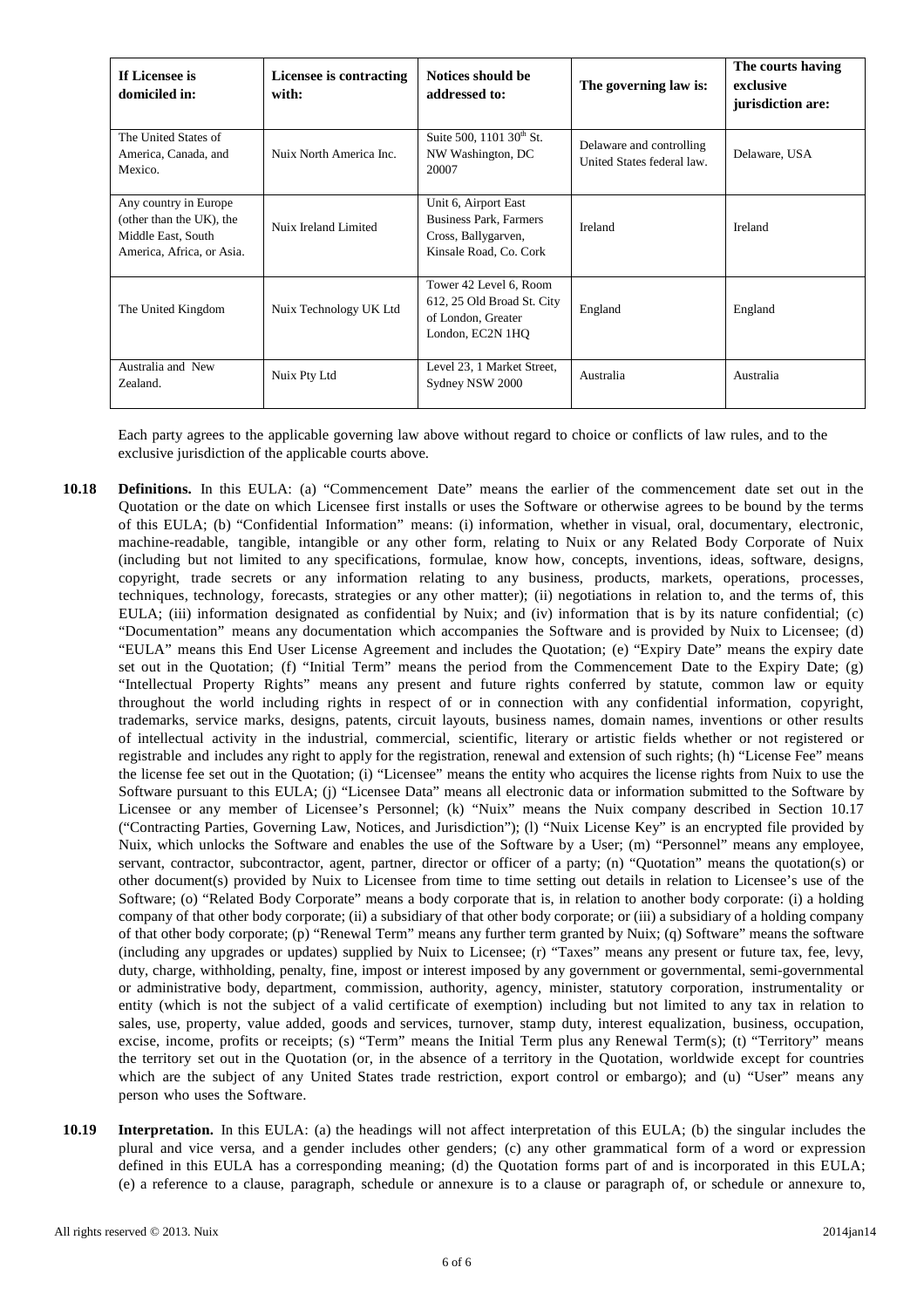| If Licensee is domiciled in: | Licensee is contracting with: | Notices should be addressed to: | The governing law is: | The courts having exclusive jurisdiction are: |
|---|---|---|---|---|
| The United States of America, Canada, and Mexico. | Nuix North America Inc. | Suite 500, 1101 30th St. NW Washington, DC 20007 | Delaware and controlling United States federal law. | Delaware, USA |
| Any country in Europe (other than the UK), the Middle East, South America, Africa, or Asia. | Nuix Ireland Limited | Unit 6, Airport East Business Park, Farmers Cross, Ballygarven, Kinsale Road, Co. Cork | Ireland | Ireland |
| The United Kingdom | Nuix Technology UK Ltd | Tower 42 Level 6, Room 612, 25 Old Broad St. City of London, Greater London, EC2N 1HQ | England | England |
| Australia and New Zealand. | Nuix Pty Ltd | Level 23, 1 Market Street, Sydney NSW 2000 | Australia | Australia |

Each party agrees to the applicable governing law above without regard to choice or conflicts of law rules, and to the exclusive jurisdiction of the applicable courts above.

**10.18 Definitions.** In this EULA: (a) "Commencement Date" means the earlier of the commencement date set out in the Quotation or the date on which Licensee first installs or uses the Software or otherwise agrees to be bound by the terms of this EULA; (b) "Confidential Information" means: (i) information, whether in visual, oral, documentary, electronic, machine-readable, tangible, intangible or any other form, relating to Nuix or any Related Body Corporate of Nuix (including but not limited to any specifications, formulae, know how, concepts, inventions, ideas, software, designs, copyright, trade secrets or any information relating to any business, products, markets, operations, processes, techniques, technology, forecasts, strategies or any other matter); (ii) negotiations in relation to, and the terms of, this EULA; (iii) information designated as confidential by Nuix; and (iv) information that is by its nature confidential; (c) "Documentation" means any documentation which accompanies the Software and is provided by Nuix to Licensee; (d) "EULA" means this End User License Agreement and includes the Quotation; (e) "Expiry Date" means the expiry date set out in the Quotation; (f) "Initial Term" means the period from the Commencement Date to the Expiry Date; (g) "Intellectual Property Rights" means any present and future rights conferred by statute, common law or equity throughout the world including rights in respect of or in connection with any confidential information, copyright, trademarks, service marks, designs, patents, circuit layouts, business names, domain names, inventions or other results of intellectual activity in the industrial, commercial, scientific, literary or artistic fields whether or not registered or registrable and includes any right to apply for the registration, renewal and extension of such rights; (h) "License Fee" means the license fee set out in the Quotation; (i) "Licensee" means the entity who acquires the license rights from Nuix to use the Software pursuant to this EULA; (j) "Licensee Data" means all electronic data or information submitted to the Software by Licensee or any member of Licensee's Personnel; (k) "Nuix" means the Nuix company described in Section 10.17 ("Contracting Parties, Governing Law, Notices, and Jurisdiction"); (l) "Nuix License Key" is an encrypted file provided by Nuix, which unlocks the Software and enables the use of the Software by a User; (m) "Personnel" means any employee, servant, contractor, subcontractor, agent, partner, director or officer of a party; (n) "Quotation" means the quotation(s) or other document(s) provided by Nuix to Licensee from time to time setting out details in relation to Licensee's use of the Software; (o) "Related Body Corporate" means a body corporate that is, in relation to another body corporate: (i) a holding company of that other body corporate; (ii) a subsidiary of that other body corporate; or (iii) a subsidiary of a holding company of that other body corporate; (p) "Renewal Term" means any further term granted by Nuix; (q) Software" means the software (including any upgrades or updates) supplied by Nuix to Licensee; (r) "Taxes" means any present or future tax, fee, levy, duty, charge, withholding, penalty, fine, impost or interest imposed by any government or governmental, semi-governmental or administrative body, department, commission, authority, agency, minister, statutory corporation, instrumentality or entity (which is not the subject of a valid certificate of exemption) including but not limited to any tax in relation to sales, use, property, value added, goods and services, turnover, stamp duty, interest equalization, business, occupation, excise, income, profits or receipts; (s) "Term" means the Initial Term plus any Renewal Term(s); (t) "Territory" means the territory set out in the Quotation (or, in the absence of a territory in the Quotation, worldwide except for countries which are the subject of any United States trade restriction, export control or embargo); and (u) "User" means any person who uses the Software.

**10.19 Interpretation.** In this EULA: (a) the headings will not affect interpretation of this EULA; (b) the singular includes the plural and vice versa, and a gender includes other genders; (c) any other grammatical form of a word or expression defined in this EULA has a corresponding meaning; (d) the Quotation forms part of and is incorporated in this EULA; (e) a reference to a clause, paragraph, schedule or annexure is to a clause or paragraph of, or schedule or annexure to,

All rights reserved © 2013. Nuix 2014jan14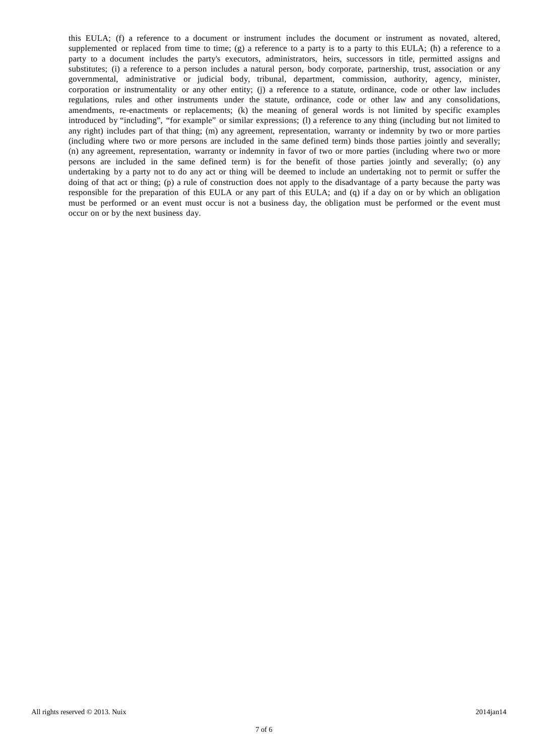this EULA; (f) a reference to a document or instrument includes the document or instrument as novated, altered, supplemented or replaced from time to time; (g) a reference to a party is to a party to this EULA; (h) a reference to a party to a document includes the party's executors, administrators, heirs, successors in title, permitted assigns and substitutes; (i) a reference to a person includes a natural person, body corporate, partnership, trust, association or any governmental, administrative or judicial body, tribunal, department, commission, authority, agency, minister, corporation or instrumentality or any other entity; (j) a reference to a statute, ordinance, code or other law includes regulations, rules and other instruments under the statute, ordinance, code or other law and any consolidations, amendments, re-enactments or replacements; (k) the meaning of general words is not limited by specific examples introduced by "including", "for example" or similar expressions; (l) a reference to any thing (including but not limited to any right) includes part of that thing; (m) any agreement, representation, warranty or indemnity by two or more parties (including where two or more persons are included in the same defined term) binds those parties jointly and severally; (n) any agreement, representation, warranty or indemnity in favor of two or more parties (including where two or more persons are included in the same defined term) is for the benefit of those parties jointly and severally; (o) any undertaking by a party not to do any act or thing will be deemed to include an undertaking not to permit or suffer the doing of that act or thing; (p) a rule of construction does not apply to the disadvantage of a party because the party was responsible for the preparation of this EULA or any part of this EULA; and (q) if a day on or by which an obligation must be performed or an event must occur is not a business day, the obligation must be performed or the event must occur on or by the next business day.